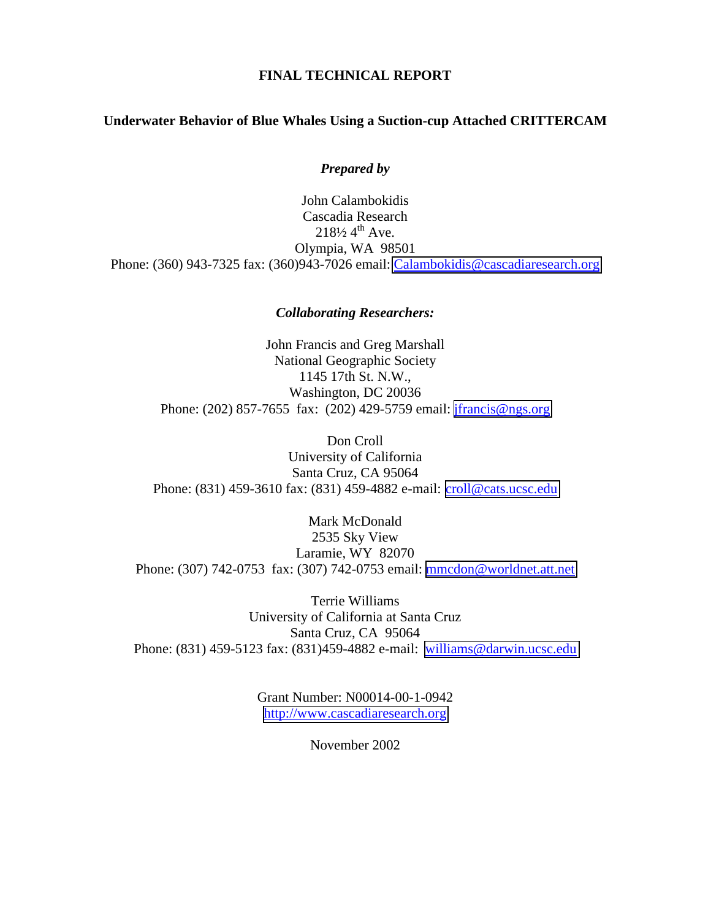**FINAL TECHNICAL REPORT**

**Underwater Behavior of Blue Whales Using a Suction-cup Attached CRITTERCAM**

***Prepared by***

John Calambokidis
Cascadia Research
218½ 4th Ave.
Olympia, WA 98501
Phone: (360) 943-7325 fax: (360)943-7026 email: Calambokidis@cascadiaresearch.org

***Collaborating Researchers:***

John Francis and Greg Marshall
National Geographic Society
1145 17th St. N.W.,
Washington, DC 20036
Phone: (202) 857-7655 fax: (202) 429-5759 email: jfrancis@ngs.org

Don Croll
University of California
Santa Cruz, CA 95064
Phone: (831) 459-3610 fax: (831) 459-4882 e-mail: croll@cats.ucsc.edu

Mark McDonald
2535 Sky View
Laramie, WY 82070
Phone: (307) 742-0753 fax: (307) 742-0753 email: mmcdon@worldnet.att.net

Terrie Williams
University of California at Santa Cruz
Santa Cruz, CA 95064
Phone: (831) 459-5123 fax: (831)459-4882 e-mail: williams@darwin.ucsc.edu

Grant Number: N00014-00-1-0942
http://www.cascadiaresearch.org

November 2002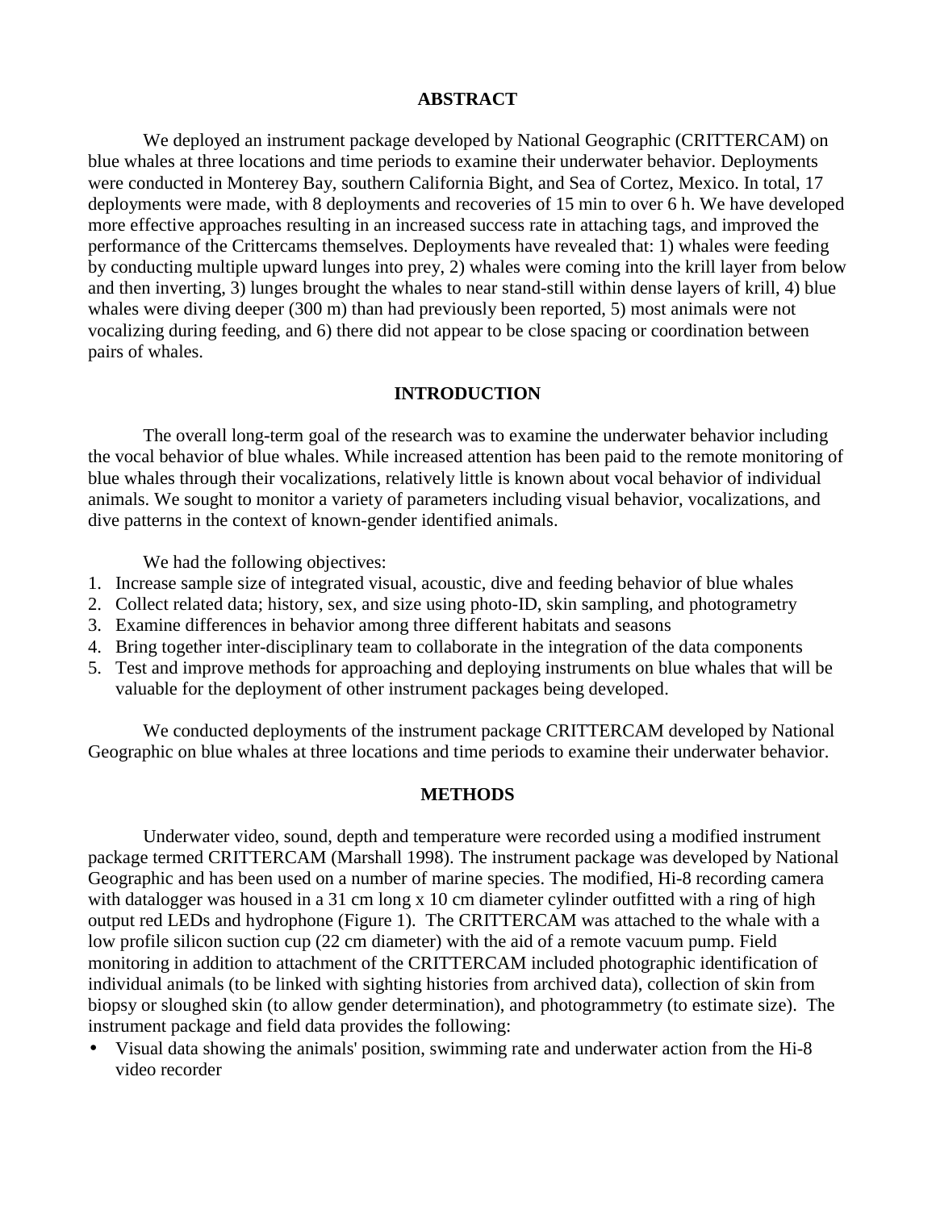## ABSTRACT

We deployed an instrument package developed by National Geographic (CRITTERCAM) on blue whales at three locations and time periods to examine their underwater behavior. Deployments were conducted in Monterey Bay, southern California Bight, and Sea of Cortez, Mexico. In total, 17 deployments were made, with 8 deployments and recoveries of 15 min to over 6 h. We have developed more effective approaches resulting in an increased success rate in attaching tags, and improved the performance of the Crittercams themselves. Deployments have revealed that: 1) whales were feeding by conducting multiple upward lunges into prey, 2) whales were coming into the krill layer from below and then inverting, 3) lunges brought the whales to near stand-still within dense layers of krill, 4) blue whales were diving deeper (300 m) than had previously been reported, 5) most animals were not vocalizing during feeding, and 6) there did not appear to be close spacing or coordination between pairs of whales.

## INTRODUCTION

The overall long-term goal of the research was to examine the underwater behavior including the vocal behavior of blue whales. While increased attention has been paid to the remote monitoring of blue whales through their vocalizations, relatively little is known about vocal behavior of individual animals. We sought to monitor a variety of parameters including visual behavior, vocalizations, and dive patterns in the context of known-gender identified animals.

We had the following objectives:

1. Increase sample size of integrated visual, acoustic, dive and feeding behavior of blue whales
2. Collect related data; history, sex, and size using photo-ID, skin sampling, and photogrametry
3. Examine differences in behavior among three different habitats and seasons
4. Bring together inter-disciplinary team to collaborate in the integration of the data components
5. Test and improve methods for approaching and deploying instruments on blue whales that will be valuable for the deployment of other instrument packages being developed.

We conducted deployments of the instrument package CRITTERCAM developed by National Geographic on blue whales at three locations and time periods to examine their underwater behavior.

## METHODS

Underwater video, sound, depth and temperature were recorded using a modified instrument package termed CRITTERCAM (Marshall 1998). The instrument package was developed by National Geographic and has been used on a number of marine species. The modified, Hi-8 recording camera with datalogger was housed in a 31 cm long x 10 cm diameter cylinder outfitted with a ring of high output red LEDs and hydrophone (Figure 1). The CRITTERCAM was attached to the whale with a low profile silicon suction cup (22 cm diameter) with the aid of a remote vacuum pump. Field monitoring in addition to attachment of the CRITTERCAM included photographic identification of individual animals (to be linked with sighting histories from archived data), collection of skin from biopsy or sloughed skin (to allow gender determination), and photogrammetry (to estimate size). The instrument package and field data provides the following:

- Visual data showing the animals' position, swimming rate and underwater action from the Hi-8 video recorder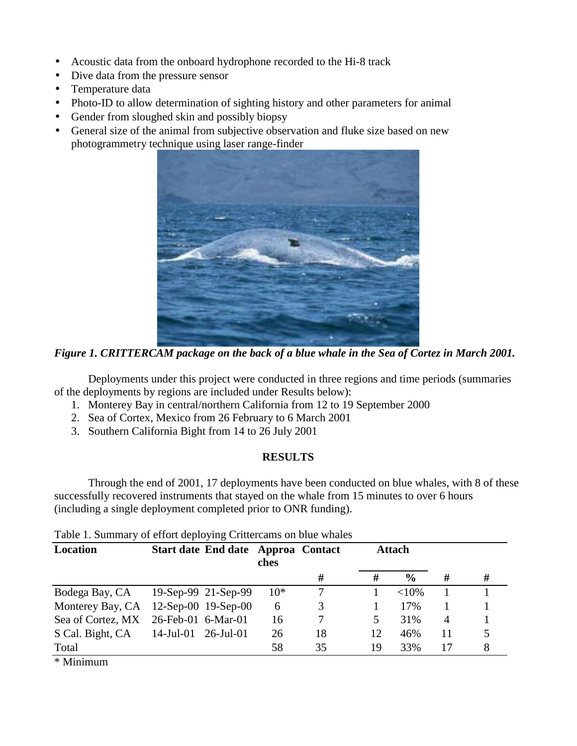- Acoustic data from the onboard hydrophone recorded to the Hi-8 track
- Dive data from the pressure sensor
- Temperature data
- Photo-ID to allow determination of sighting history and other parameters for animal
- Gender from sloughed skin and possibly biopsy
- General size of the animal from subjective observation and fluke size based on new photogrammetry technique using laser range-finder

***Figure 1. CRITTERCAM package on the back of a blue whale in the Sea of Cortez in March 2001.***

Deployments under this project were conducted in three regions and time periods (summaries of the deployments by regions are included under Results below):

1. Monterey Bay in central/northern California from 12 to 19 September 2000
2. Sea of Cortex, Mexico from 26 February to 6 March 2001
3. Southern California Bight from 14 to 26 July 2001

## RESULTS

Through the end of 2001, 17 deployments have been conducted on blue whales, with 8 of these successfully recovered instruments that stayed on the whale from 15 minutes to over 6 hours (including a single deployment completed prior to ONR funding).

Table 1. Summary of effort deploying Crittercams on blue whales

| Location | Start date | End date | Approaches | Contact | Attach | | | |
|---|---|---|---|---|---|---|---|---|
| | | | | # | # | % | # | # |
| Bodega Bay, CA | 19-Sep-99 | 21-Sep-99 | 10* | 7 | 1 | <10% | 1 | 1 |
| Monterey Bay, CA | 12-Sep-00 | 19-Sep-00 | 6 | 3 | 1 | 17% | 1 | 1 |
| Sea of Cortez, MX | 26-Feb-01 | 6-Mar-01 | 16 | 7 | 5 | 31% | 4 | 1 |
| S Cal. Bight, CA | 14-Jul-01 | 26-Jul-01 | 26 | 18 | 12 | 46% | 11 | 5 |
| Total | | | 58 | 35 | 19 | 33% | 17 | 8 |

\* Minimum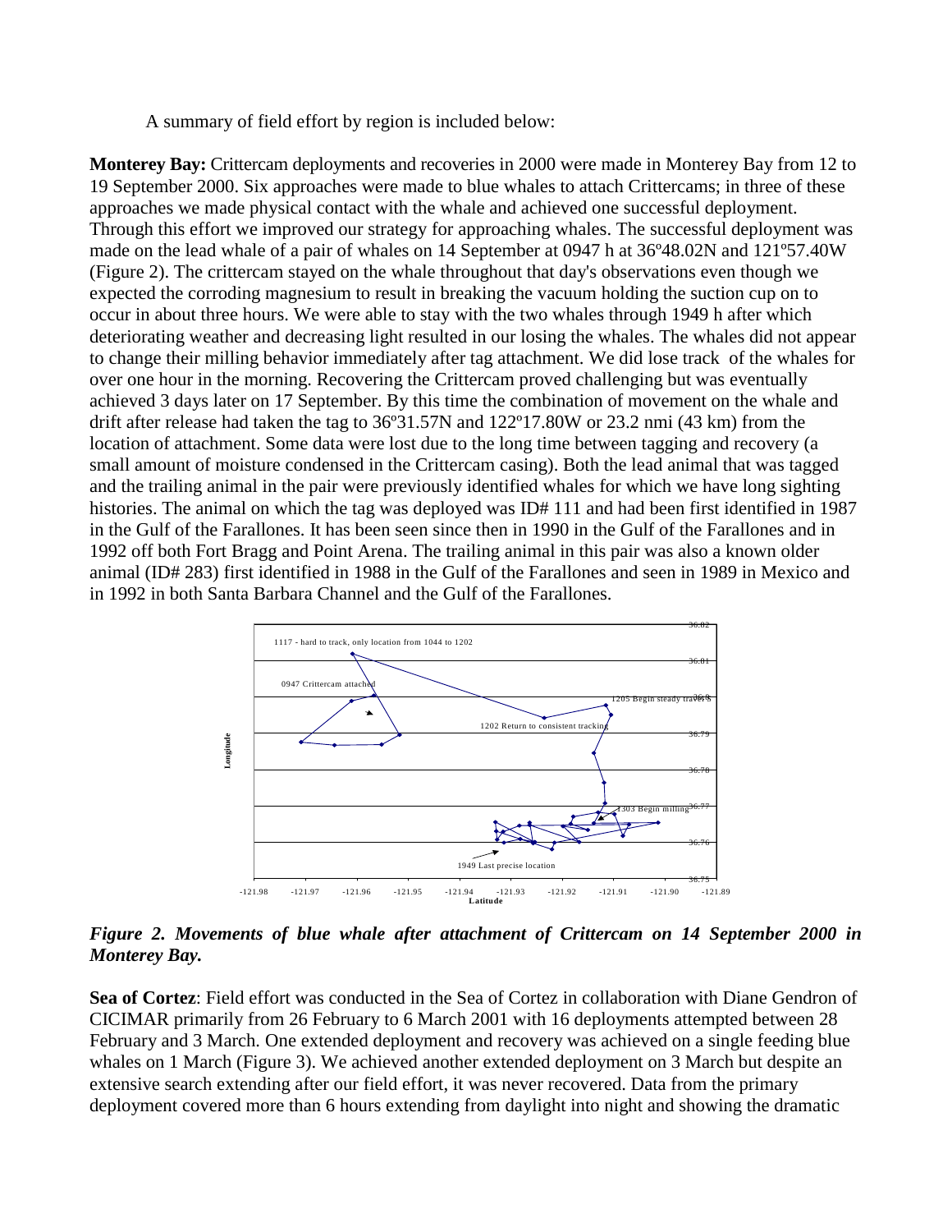A summary of field effort by region is included below:

**Monterey Bay:** Crittercam deployments and recoveries in 2000 were made in Monterey Bay from 12 to 19 September 2000. Six approaches were made to blue whales to attach Crittercams; in three of these approaches we made physical contact with the whale and achieved one successful deployment. Through this effort we improved our strategy for approaching whales. The successful deployment was made on the lead whale of a pair of whales on 14 September at 0947 h at 36º48.02N and 121º57.40W (Figure 2). The crittercam stayed on the whale throughout that day's observations even though we expected the corroding magnesium to result in breaking the vacuum holding the suction cup on to occur in about three hours. We were able to stay with the two whales through 1949 h after which deteriorating weather and decreasing light resulted in our losing the whales. The whales did not appear to change their milling behavior immediately after tag attachment. We did lose track of the whales for over one hour in the morning. Recovering the Crittercam proved challenging but was eventually achieved 3 days later on 17 September. By this time the combination of movement on the whale and drift after release had taken the tag to 36º31.57N and 122º17.80W or 23.2 nmi (43 km) from the location of attachment. Some data were lost due to the long time between tagging and recovery (a small amount of moisture condensed in the Crittercam casing). Both the lead animal that was tagged and the trailing animal in the pair were previously identified whales for which we have long sighting histories. The animal on which the tag was deployed was ID# 111 and had been first identified in 1987 in the Gulf of the Farallones. It has been seen since then in 1990 in the Gulf of the Farallones and in 1992 off both Fort Bragg and Point Arena. The trailing animal in this pair was also a known older animal (ID# 283) first identified in 1988 in the Gulf of the Farallones and seen in 1989 in Mexico and in 1992 in both Santa Barbara Channel and the Gulf of the Farallones.

*Figure 2. Movements of blue whale after attachment of Crittercam on 14 September 2000 in Monterey Bay.*

**Sea of Cortez**: Field effort was conducted in the Sea of Cortez in collaboration with Diane Gendron of CICIMAR primarily from 26 February to 6 March 2001 with 16 deployments attempted between 28 February and 3 March. One extended deployment and recovery was achieved on a single feeding blue whales on 1 March (Figure 3). We achieved another extended deployment on 3 March but despite an extensive search extending after our field effort, it was never recovered. Data from the primary deployment covered more than 6 hours extending from daylight into night and showing the dramatic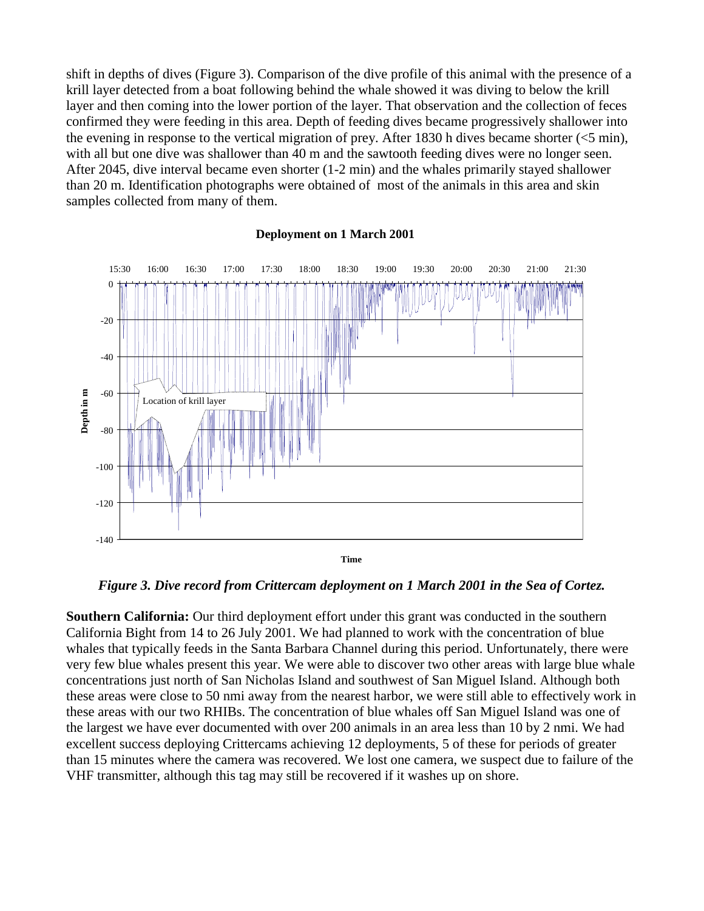shift in depths of dives (Figure 3). Comparison of the dive profile of this animal with the presence of a krill layer detected from a boat following behind the whale showed it was diving to below the krill layer and then coming into the lower portion of the layer. That observation and the collection of feces confirmed they were feeding in this area. Depth of feeding dives became progressively shallower into the evening in response to the vertical migration of prey. After 1830 h dives became shorter (<5 min), with all but one dive was shallower than 40 m and the sawtooth feeding dives were no longer seen. After 2045, dive interval became even shorter (1-2 min) and the whales primarily stayed shallower than 20 m. Identification photographs were obtained of most of the animals in this area and skin samples collected from many of them.

*Figure 3. Dive record from Crittercam deployment on 1 March 2001 in the Sea of Cortez.*

**Southern California:** Our third deployment effort under this grant was conducted in the southern California Bight from 14 to 26 July 2001. We had planned to work with the concentration of blue whales that typically feeds in the Santa Barbara Channel during this period. Unfortunately, there were very few blue whales present this year. We were able to discover two other areas with large blue whale concentrations just north of San Nicholas Island and southwest of San Miguel Island. Although both these areas were close to 50 nmi away from the nearest harbor, we were still able to effectively work in these areas with our two RHIBs. The concentration of blue whales off San Miguel Island was one of the largest we have ever documented with over 200 animals in an area less than 10 by 2 nmi. We had excellent success deploying Crittercams achieving 12 deployments, 5 of these for periods of greater than 15 minutes where the camera was recovered. We lost one camera, we suspect due to failure of the VHF transmitter, although this tag may still be recovered if it washes up on shore.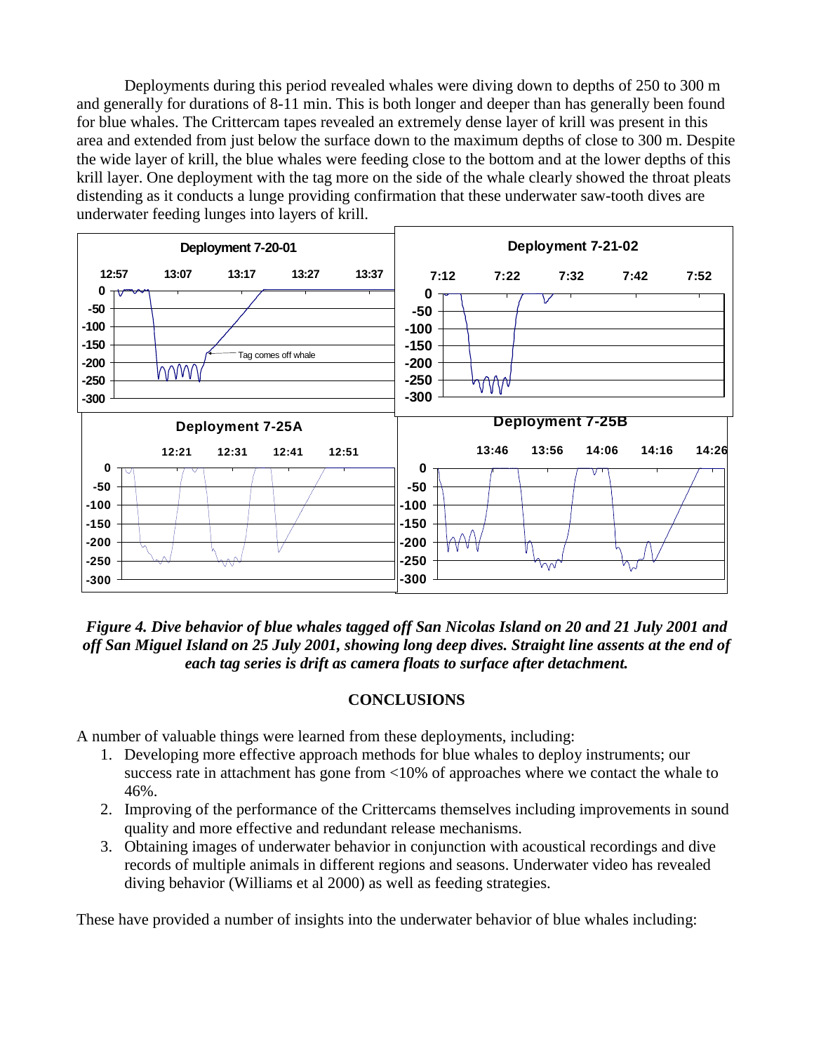Deployments during this period revealed whales were diving down to depths of 250 to 300 m and generally for durations of 8-11 min. This is both longer and deeper than has generally been found for blue whales. The Crittercam tapes revealed an extremely dense layer of krill was present in this area and extended from just below the surface down to the maximum depths of close to 300 m. Despite the wide layer of krill, the blue whales were feeding close to the bottom and at the lower depths of this krill layer. One deployment with the tag more on the side of the whale clearly showed the throat pleats distending as it conducts a lunge providing confirmation that these underwater saw-tooth dives are underwater feeding lunges into layers of krill.

***Figure 4. Dive behavior of blue whales tagged off San Nicolas Island on 20 and 21 July 2001 and off San Miguel Island on 25 July 2001, showing long deep dives. Straight line assents at the end of each tag series is drift as camera floats to surface after detachment.***

## CONCLUSIONS

A number of valuable things were learned from these deployments, including:

1. Developing more effective approach methods for blue whales to deploy instruments; our success rate in attachment has gone from <10% of approaches where we contact the whale to 46%.
2. Improving of the performance of the Crittercams themselves including improvements in sound quality and more effective and redundant release mechanisms.
3. Obtaining images of underwater behavior in conjunction with acoustical recordings and dive records of multiple animals in different regions and seasons. Underwater video has revealed diving behavior (Williams et al 2000) as well as feeding strategies.

These have provided a number of insights into the underwater behavior of blue whales including: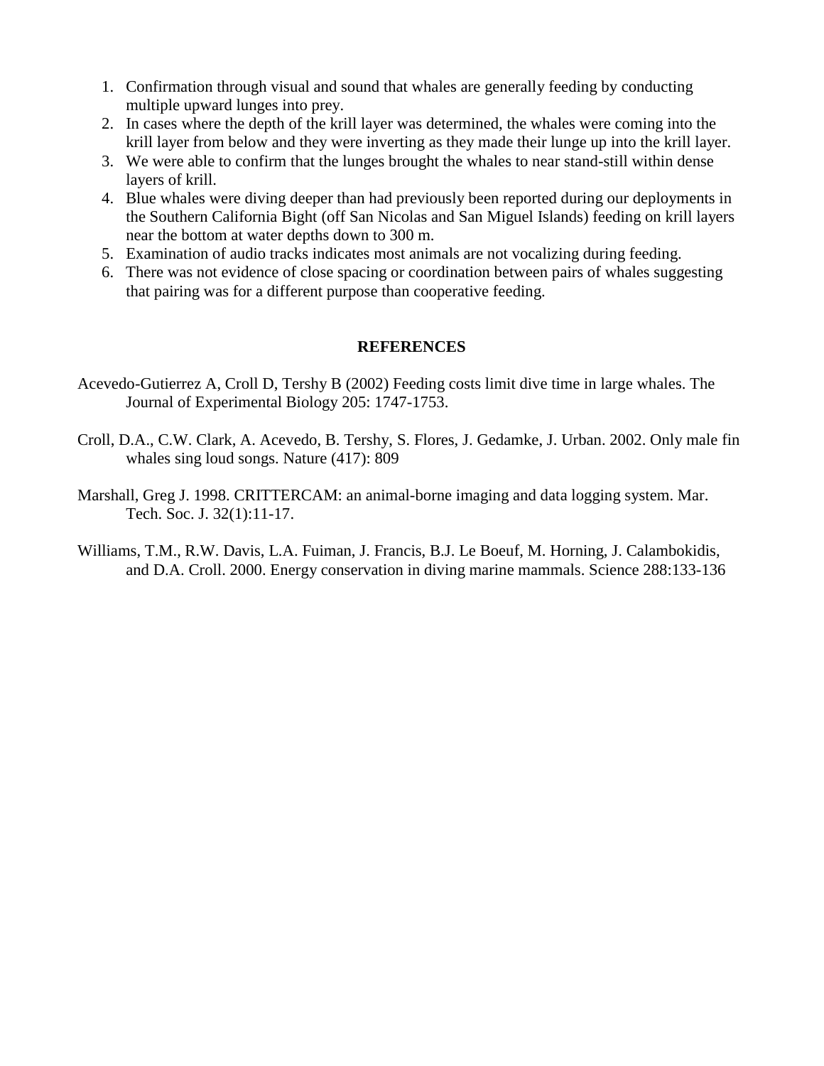1. Confirmation through visual and sound that whales are generally feeding by conducting multiple upward lunges into prey.
2. In cases where the depth of the krill layer was determined, the whales were coming into the krill layer from below and they were inverting as they made their lunge up into the krill layer.
3. We were able to confirm that the lunges brought the whales to near stand-still within dense layers of krill.
4. Blue whales were diving deeper than had previously been reported during our deployments in the Southern California Bight (off San Nicolas and San Miguel Islands) feeding on krill layers near the bottom at water depths down to 300 m.
5. Examination of audio tracks indicates most animals are not vocalizing during feeding.
6. There was not evidence of close spacing or coordination between pairs of whales suggesting that pairing was for a different purpose than cooperative feeding.

## REFERENCES

Acevedo-Gutierrez A, Croll D, Tershy B (2002) Feeding costs limit dive time in large whales. The Journal of Experimental Biology 205: 1747-1753.

Croll, D.A., C.W. Clark, A. Acevedo, B. Tershy, S. Flores, J. Gedamke, J. Urban. 2002. Only male fin whales sing loud songs. Nature (417): 809

Marshall, Greg J. 1998. CRITTERCAM: an animal-borne imaging and data logging system. Mar. Tech. Soc. J. 32(1):11-17.

Williams, T.M., R.W. Davis, L.A. Fuiman, J. Francis, B.J. Le Boeuf, M. Horning, J. Calambokidis, and D.A. Croll. 2000. Energy conservation in diving marine mammals. Science 288:133-136